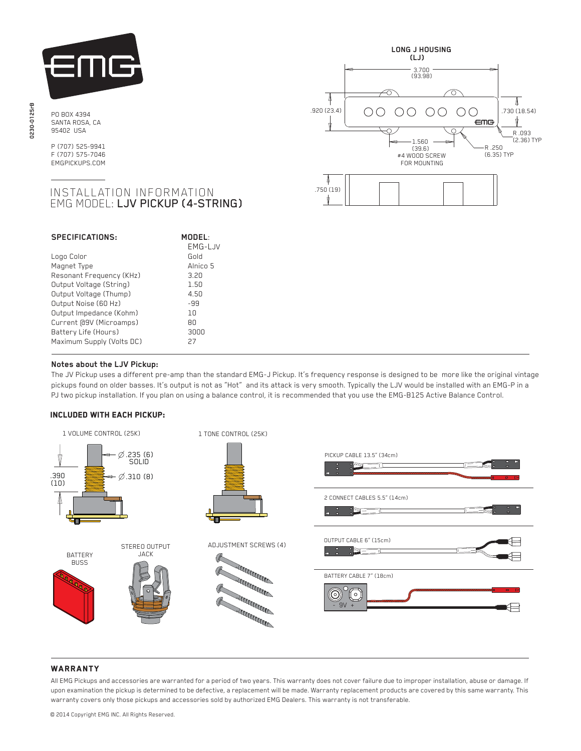0230-0125rB

PO BOX 4394
SANTA ROSA, CA
95402 USA

P (707) 525-9941
F (707) 575-7046
EMGPICKUPS.COM

# INSTALLATION INFORMATION
# EMG MODEL: LJV PICKUP (4-STRING)

**LONG J HOUSING (LJ)**

3.700 (93.98)
.920 (23.4)
.730 (18.54)
R .093 (2.36) TYP
R .250 (6.35) TYP
1.560 (39.6)
#4 WOOD SCREW FOR MOUNTING
.750 (19)

| SPECIFICATIONS: | MODEL: EMG-LJV |
|---|---|
| Logo Color | Gold |
| Magnet Type | Alnico 5 |
| Resonant Frequency (KHz) | 3.20 |
| Output Voltage (String) | 1.50 |
| Output Voltage (Thump) | 4.50 |
| Output Noise (60 Hz) | -99 |
| Output Impedance (Kohm) | 10 |
| Current @9V (Microamps) | 80 |
| Battery Life (Hours) | 3000 |
| Maximum Supply (Volts DC) | 27 |

### Notes about the LJV Pickup:

The JV Pickup uses a different pre-amp than the standard EMG-J Pickup. It's frequency response is designed to be more like the original vintage pickups found on older basses. It's output is not as "Hot" and its attack is very smooth. Typically the LJV would be installed with an EMG-P in a PJ two pickup installation. If you plan on using a balance control, it is recommended that you use the EMG-B125 Active Balance Control.

### INCLUDED WITH EACH PICKUP:

1 VOLUME CONTROL (25K)

Ø .235 (6) SOLID
Ø .310 (8)
.390 (10)

1 TONE CONTROL (25K)

PICKUP CABLE 13.5" (34cm)

2 CONNECT CABLES 5.5" (14cm)

OUTPUT CABLE 6" (15cm)

BATTERY CABLE 7" (18cm)

BATTERY BUSS

STEREO OUTPUT JACK

ADJUSTMENT SCREWS (4)

## WARRANTY

All EMG Pickups and accessories are warranted for a period of two years. This warranty does not cover failure due to improper installation, abuse or damage. If upon examination the pickup is determined to be defective, a replacement will be made. Warranty replacement products are covered by this same warranty. This warranty covers only those pickups and accessories sold by authorized EMG Dealers. This warranty is not transferable.

© 2014 Copyright EMG INC. All Rights Reserved.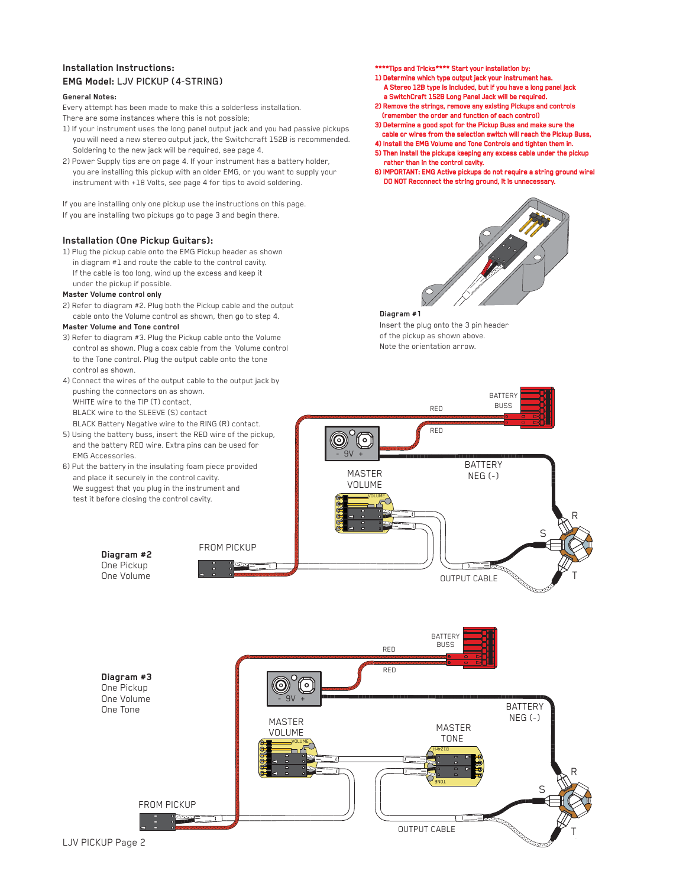## Installation Instructions:

## EMG Model: LJV PICKUP (4-STRING)

**General Notes:**

Every attempt has been made to make this a solderless installation.
There are some instances where this is not possible;

1) If your instrument uses the long panel output jack and you had passive pickups you will need a new stereo output jack, the Switchcraft 152B is recommended. Soldering to the new jack will be required, see page 4.
2) Power Supply tips are on page 4. If your instrument has a battery holder, you are installing this pickup with an older EMG, or you want to supply your instrument with +18 Volts, see page 4 for tips to avoid soldering.

If you are installing only one pickup use the instructions on this page.
If you are installing two pickups go to page 3 and begin there.

**\*\*\*\*Tips and Tricks\*\*\*\* Start your installation by:**

1) Determine which type output jack your instrument has. A Stereo 12B type is included, but if you have a long panel jack a SwitchCraft 152B Long Panel Jack will be required.
2) Remove the strings, remove any existing Pickups and controls (remember the order and function of each control)
3) Determine a good spot for the Pickup Buss and make sure the cable or wires from the selection switch will reach the Pickup Buss,
4) Install the EMG Volume and Tone Controls and tighten them in.
5) Then install the pickups keeping any excess cable under the pickup rather than in the control cavity.
6) IMPORTANT: EMG Active pickups do not require a string ground wire! DO NOT Reconnect the string ground, it is unnecessary.

## Installation (One Pickup Guitars):

1) Plug the pickup cable onto the EMG Pickup header as shown in diagram #1 and route the cable to the control cavity. If the cable is too long, wind up the excess and keep it under the pickup if possible.

**Master Volume control only**

2) Refer to diagram #2. Plug both the Pickup cable and the output cable onto the Volume control as shown, then go to step 4.

**Master Volume and Tone control**

3) Refer to diagram #3. Plug the Pickup cable onto the Volume control as shown. Plug a coax cable from the Volume control to the Tone control. Plug the output cable onto the tone control as shown.
4) Connect the wires of the output cable to the output jack by pushing the connectors on as shown.
   WHITE wire to the TIP (T) contact,
   BLACK wire to the SLEEVE (S) contact
   BLACK Battery Negative wire to the RING (R) contact.
5) Using the battery buss, insert the RED wire of the pickup, and the battery RED wire. Extra pins can be used for EMG Accessories.
6) Put the battery in the insulating foam piece provided and place it securely in the control cavity. We suggest that you plug in the instrument and test it before closing the control cavity.

**Diagram #1**
Insert the plug onto the 3 pin header of the pickup as shown above. Note the orientation arrow.

**Diagram #2**
One Pickup
One Volume

**Diagram #3**
One Pickup
One Volume
One Tone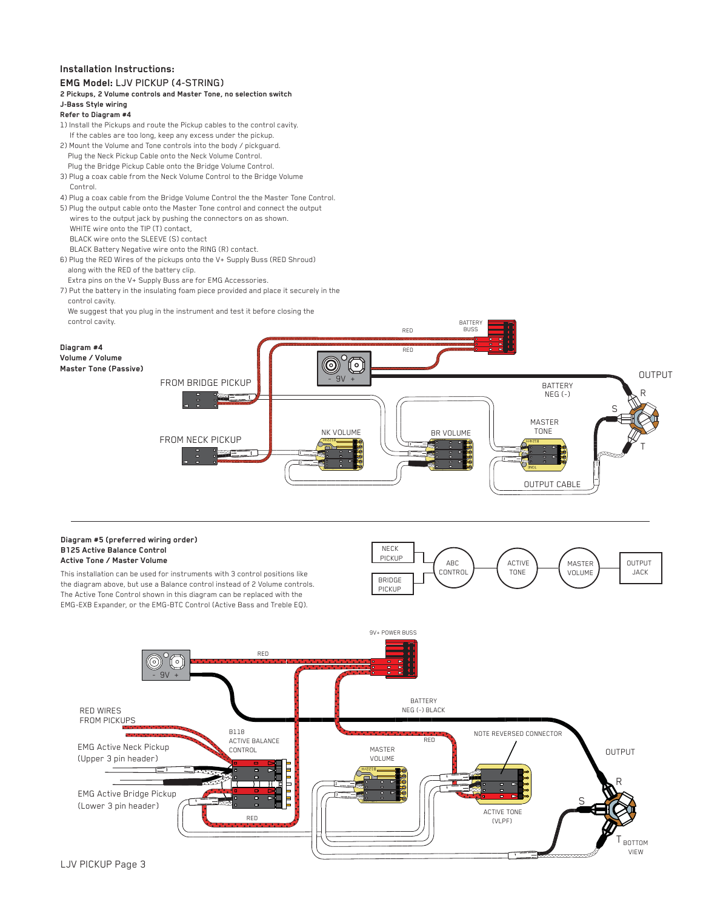## Installation Instructions:

## EMG Model: LJV PICKUP (4-STRING)

**2 Pickups, 2 Volume controls and Master Tone, no selection switch**
**J-Bass Style wiring**
**Refer to Diagram #4**

1) Install the Pickups and route the Pickup cables to the control cavity.
   If the cables are too long, keep any excess under the pickup.
2) Mount the Volume and Tone controls into the body / pickguard.
   Plug the Neck Pickup Cable onto the Neck Volume Control.
   Plug the Bridge Pickup Cable onto the Bridge Volume Control.
3) Plug a coax cable from the Neck Volume Control to the Bridge Volume Control.
4) Plug a coax cable from the Bridge Volume Control the the Master Tone Control.
5) Plug the output cable onto the Master Tone control and connect the output wires to the output jack by pushing the connectors on as shown.
   WHITE wire onto the TIP (T) contact,
   BLACK wire onto the SLEEVE (S) contact
   BLACK Battery Negative wire onto the RING (R) contact.
6) Plug the RED Wires of the pickups onto the V+ Supply Buss (RED Shroud) along with the RED of the battery clip.
   Extra pins on the V+ Supply Buss are for EMG Accessories.
7) Put the battery in the insulating foam piece provided and place it securely in the control cavity.
   We suggest that you plug in the instrument and test it before closing the control cavity.

**Diagram #4**
**Volume / Volume**
**Master Tone (Passive)**

RED
RED
BATTERY BUSS
- 9V +
OUTPUT
FROM BRIDGE PICKUP
BATTERY NEG (-)
R
S
MASTER TONE
FROM NECK PICKUP
NK VOLUME
BR VOLUME
T
OUTPUT CABLE

---

**Diagram #5 (preferred wiring order)**
**B125 Active Balance Control**
**Active Tone / Master Volume**

This installation can be used for instruments with 3 control positions like the diagram above, but use a Balance control instead of 2 Volume controls. The Active Tone Control shown in this diagram can be replaced with the EMG-EXB Expander, or the EMG-BTC Control (Active Bass and Treble EQ).

NECK PICKUP
BRIDGE PICKUP
ABC CONTROL
ACTIVE TONE
MASTER VOLUME
OUTPUT JACK

9V+ POWER BUSS
RED
- 9V +
BATTERY NEG (-) BLACK
RED WIRES FROM PICKUPS
B118 ACTIVE BALANCE CONTROL
NOTE REVERSED CONNECTOR
RED
EMG Active Neck Pickup (Upper 3 pin header)
MASTER VOLUME
OUTPUT
EMG Active Bridge Pickup (Lower 3 pin header)
R
S
RED
ACTIVE TONE (VLPF)
T BOTTOM VIEW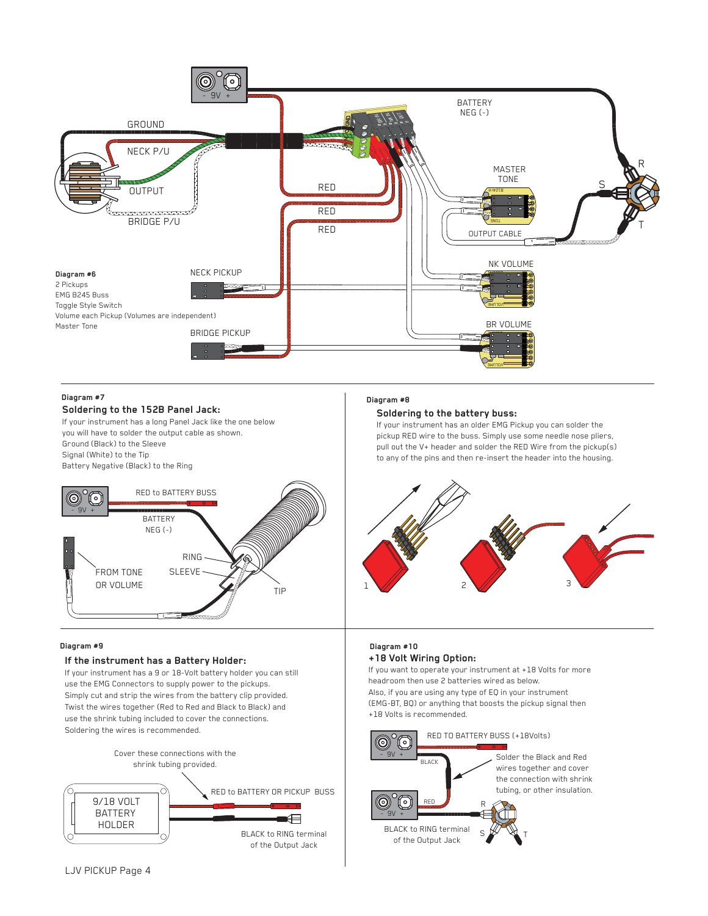GROUND

NECK P/U

OUTPUT

BRIDGE P/U

RED

RED

RED

BATTERY
NEG (-)

MASTER
TONE

OUTPUT CABLE

R

S

T

NK VOLUME

BR VOLUME

NECK PICKUP

BRIDGE PICKUP

**Diagram #6**
2 Pickups
EMG B245 Buss
Toggle Style Switch
Volume each Pickup (Volumes are independent)
Master Tone

**Diagram #7**

### Soldering to the 152B Panel Jack:

If your instrument has a long Panel Jack like the one below you will have to solder the output cable as shown.
Ground (Black) to the Sleeve
Signal (White) to the Tip
Battery Negative (Black) to the Ring

RED to BATTERY BUSS

BATTERY
NEG (-)

RING

SLEEVE

TIP

FROM TONE
OR VOLUME

**Diagram #8**

### Soldering to the battery buss:

If your instrument has an older EMG Pickup you can solder the pickup RED wire to the buss. Simply use some needle nose pliers, pull out the V+ header and solder the RED Wire from the pickup(s) to any of the pins and then re-insert the header into the housing.

1

2

3

**Diagram #9**

### If the instrument has a Battery Holder:

If your instrument has a 9 or 18-Volt battery holder you can still use the EMG Connectors to supply power to the pickups.
Simply cut and strip the wires from the battery clip provided.
Twist the wires together (Red to Red and Black to Black) and use the shrink tubing included to cover the connections.
Soldering the wires is recommended.

Cover these connections with the shrink tubing provided.

9/18 VOLT BATTERY HOLDER

RED to BATTERY OR PICKUP BUSS

BLACK to RING terminal of the Output Jack

**Diagram #10**

### +18 Volt Wiring Option:

If you want to operate your instrument at +18 Volts for more headroom then use 2 batteries wired as below.
Also, if you are using any type of EQ in your instrument (EMG-BT, BQ) or anything that boosts the pickup signal then +18 Volts is recommended.

RED TO BATTERY BUSS (+18Volts)

BLACK

RED

Solder the Black and Red wires together and cover the connection with shrink tubing, or other insulation.

R

S

T

BLACK to RING terminal of the Output Jack